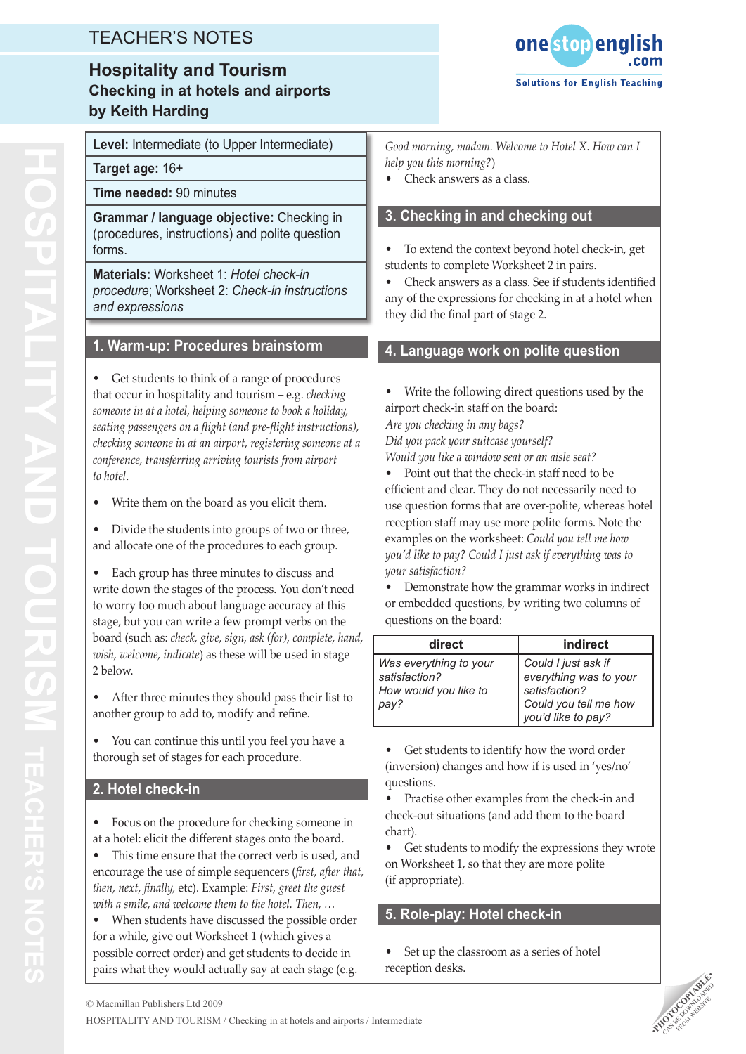# TEACHER'S NOTES

## Hospitality and Tourism
### Checking in at hotels and airports
### by Keith Harding

**Level:** Intermediate (to Upper Intermediate)

**Target age:** 16+

**Time needed:** 90 minutes

**Grammar / language objective:** Checking in (procedures, instructions) and polite question forms.

**Materials:** Worksheet 1: *Hotel check-in procedure*; Worksheet 2: *Check-in instructions and expressions*

## 1. Warm-up: Procedures brainstorm

- Get students to think of a range of procedures that occur in hospitality and tourism – e.g. *checking someone in at a hotel, helping someone to book a holiday, seating passengers on a flight (and pre-flight instructions), checking someone in at an airport, registering someone at a conference, transferring arriving tourists from airport to hotel*.
- Write them on the board as you elicit them.
- Divide the students into groups of two or three, and allocate one of the procedures to each group.
- Each group has three minutes to discuss and write down the stages of the process. You don't need to worry too much about language accuracy at this stage, but you can write a few prompt verbs on the board (such as: *check, give, sign, ask (for), complete, hand, wish, welcome, indicate*) as these will be used in stage 2 below.
- After three minutes they should pass their list to another group to add to, modify and refine.
- You can continue this until you feel you have a thorough set of stages for each procedure.

## 2. Hotel check-in

- Focus on the procedure for checking someone in at a hotel: elicit the different stages onto the board.
- This time ensure that the correct verb is used, and encourage the use of simple sequencers (*first, after that, then, next, finally*, etc). Example: *First, greet the guest with a smile, and welcome them to the hotel. Then, …*
- When students have discussed the possible order for a while, give out Worksheet 1 (which gives a possible correct order) and get students to decide in pairs what they would actually say at each stage (e.g. *Good morning, madam. Welcome to Hotel X. How can I help you this morning?*)
- Check answers as a class.

## 3. Checking in and checking out

- To extend the context beyond hotel check-in, get students to complete Worksheet 2 in pairs.
- Check answers as a class. See if students identified any of the expressions for checking in at a hotel when they did the final part of stage 2.

## 4. Language work on polite question

- Write the following direct questions used by the airport check-in staff on the board:
  *Are you checking in any bags?*
  *Did you pack your suitcase yourself?*
  *Would you like a window seat or an aisle seat?*
- Point out that the check-in staff need to be efficient and clear. They do not necessarily need to use question forms that are over-polite, whereas hotel reception staff may use more polite forms. Note the examples on the worksheet: *Could you tell me how you'd like to pay? Could I just ask if everything was to your satisfaction?*
- Demonstrate how the grammar works in indirect or embedded questions, by writing two columns of questions on the board:

| direct | indirect |
|---|---|
| *Was everything to your satisfaction?* *How would you like to pay?* | *Could I just ask if everything was to your satisfaction?* *Could you tell me how you'd like to pay?* |

- Get students to identify how the word order (inversion) changes and how if is used in 'yes/no' questions.
- Practise other examples from the check-in and check-out situations (and add them to the board chart).
- Get students to modify the expressions they wrote on Worksheet 1, so that they are more polite (if appropriate).

## 5. Role-play: Hotel check-in

- Set up the classroom as a series of hotel reception desks.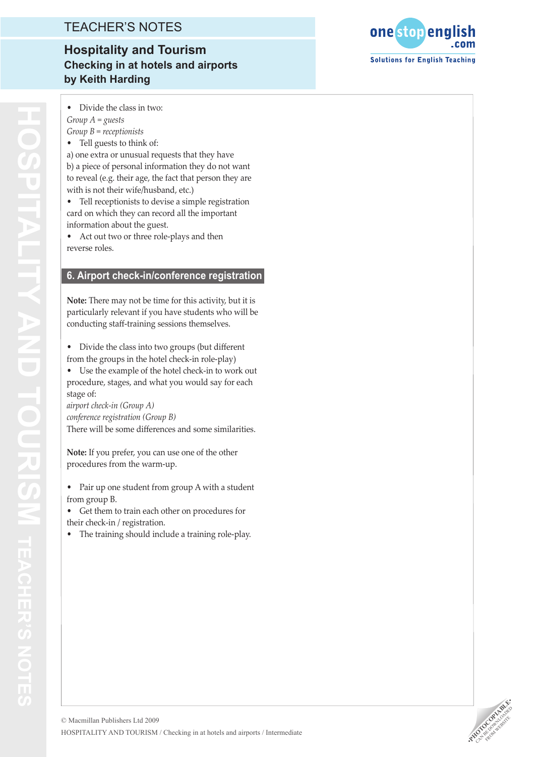- Divide the class in two:

*Group A = guests*
*Group B = receptionists*

- Tell guests to think of:

a) one extra or unusual requests that they have
b) a piece of personal information they do not want to reveal (e.g. their age, the fact that person they are with is not their wife/husband, etc.)

- Tell receptionists to devise a simple registration card on which they can record all the important information about the guest.
- Act out two or three role-plays and then reverse roles.

## 6. Airport check-in/conference registration

**Note:** There may not be time for this activity, but it is particularly relevant if you have students who will be conducting staff-training sessions themselves.

- Divide the class into two groups (but different from the groups in the hotel check-in role-play)
- Use the example of the hotel check-in to work out procedure, stages, and what you would say for each stage of:

*airport check-in (Group A)*
*conference registration (Group B)*
There will be some differences and some similarities.

**Note:** If you prefer, you can use one of the other procedures from the warm-up.

- Pair up one student from group A with a student from group B.
- Get them to train each other on procedures for their check-in / registration.
- The training should include a training role-play.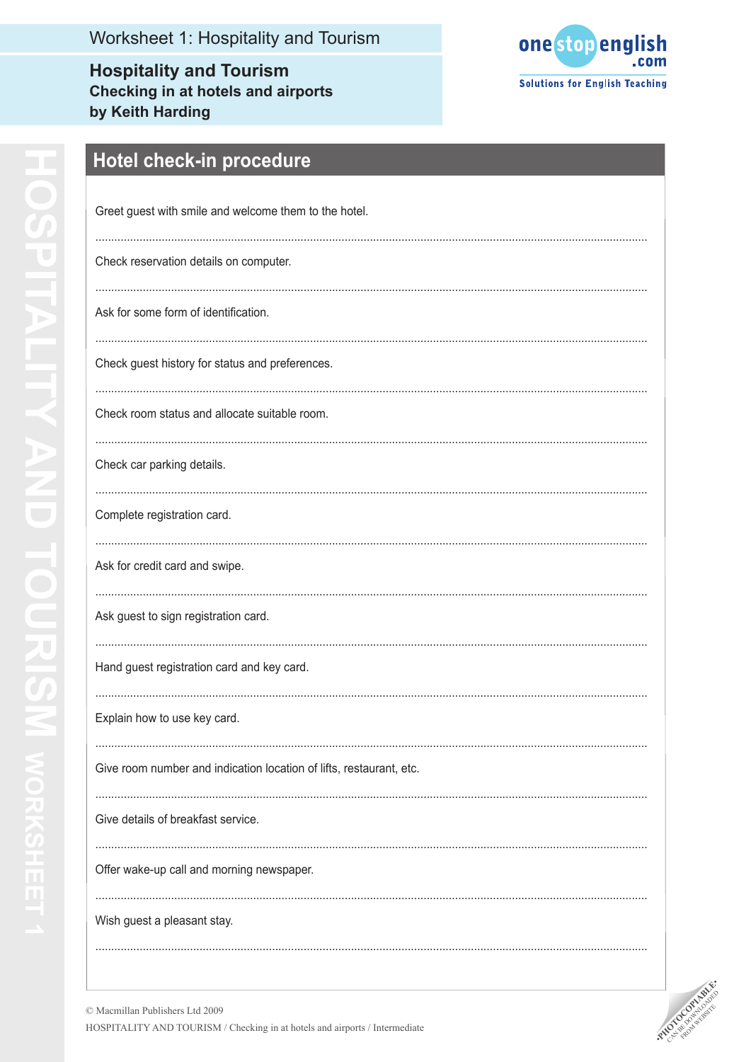# Worksheet 1: Hospitality and Tourism

**Hospitality and Tourism**
**Checking in at hotels and airports**
**by Keith Harding**

## Hotel check-in procedure

Greet guest with smile and welcome them to the hotel.

..........................................................................................................................................................

Check reservation details on computer.

..........................................................................................................................................................

Ask for some form of identification.

..........................................................................................................................................................

Check guest history for status and preferences.

..........................................................................................................................................................

Check room status and allocate suitable room.

..........................................................................................................................................................

Check car parking details.

..........................................................................................................................................................

Complete registration card.

..........................................................................................................................................................

Ask for credit card and swipe.

..........................................................................................................................................................

Ask guest to sign registration card.

..........................................................................................................................................................

Hand guest registration card and key card.

..........................................................................................................................................................

Explain how to use key card.

..........................................................................................................................................................

Give room number and indication location of lifts, restaurant, etc.

..........................................................................................................................................................

Give details of breakfast service.

..........................................................................................................................................................

Offer wake-up call and morning newspaper.

..........................................................................................................................................................

Wish guest a pleasant stay.

..........................................................................................................................................................

© Macmillan Publishers Ltd 2009
HOSPITALITY AND TOURISM / Checking in at hotels and airports / Intermediate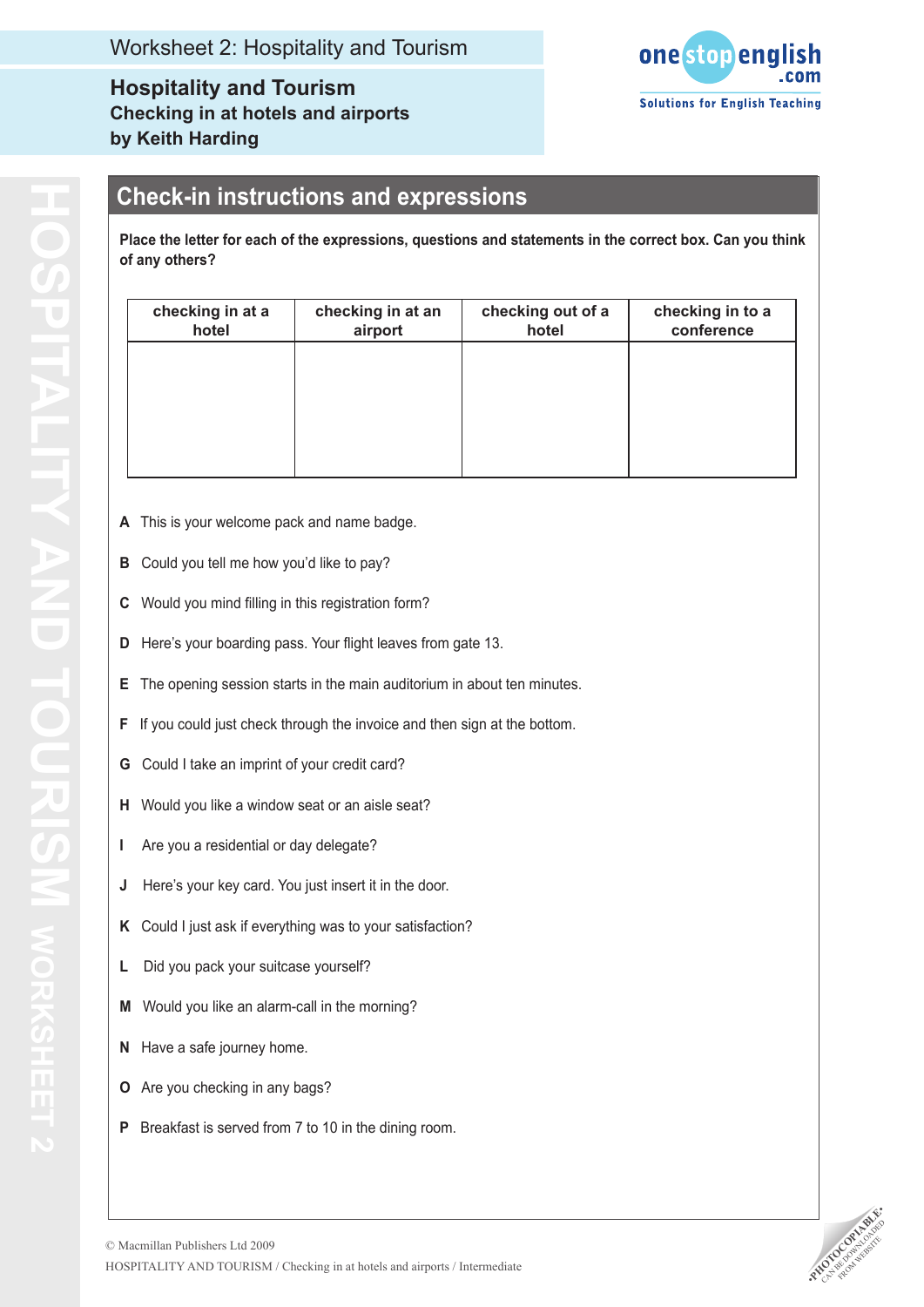# Worksheet 2: Hospitality and Tourism

## Hospitality and Tourism
**Checking in at hotels and airports**
**by Keith Harding**

## Check-in instructions and expressions

**Place the letter for each of the expressions, questions and statements in the correct box. Can you think of any others?**

| checking in at a hotel | checking in at an airport | checking out of a hotel | checking in to a conference |
|---|---|---|---|
| | | | |

**A** This is your welcome pack and name badge.

**B** Could you tell me how you'd like to pay?

**C** Would you mind filling in this registration form?

**D** Here's your boarding pass. Your flight leaves from gate 13.

**E** The opening session starts in the main auditorium in about ten minutes.

**F** If you could just check through the invoice and then sign at the bottom.

**G** Could I take an imprint of your credit card?

**H** Would you like a window seat or an aisle seat?

**I** Are you a residential or day delegate?

**J** Here's your key card. You just insert it in the door.

**K** Could I just ask if everything was to your satisfaction?

**L** Did you pack your suitcase yourself?

**M** Would you like an alarm-call in the morning?

**N** Have a safe journey home.

**O** Are you checking in any bags?

**P** Breakfast is served from 7 to 10 in the dining room.

© Macmillan Publishers Ltd 2009
HOSPITALITY AND TOURISM / Checking in at hotels and airports / Intermediate